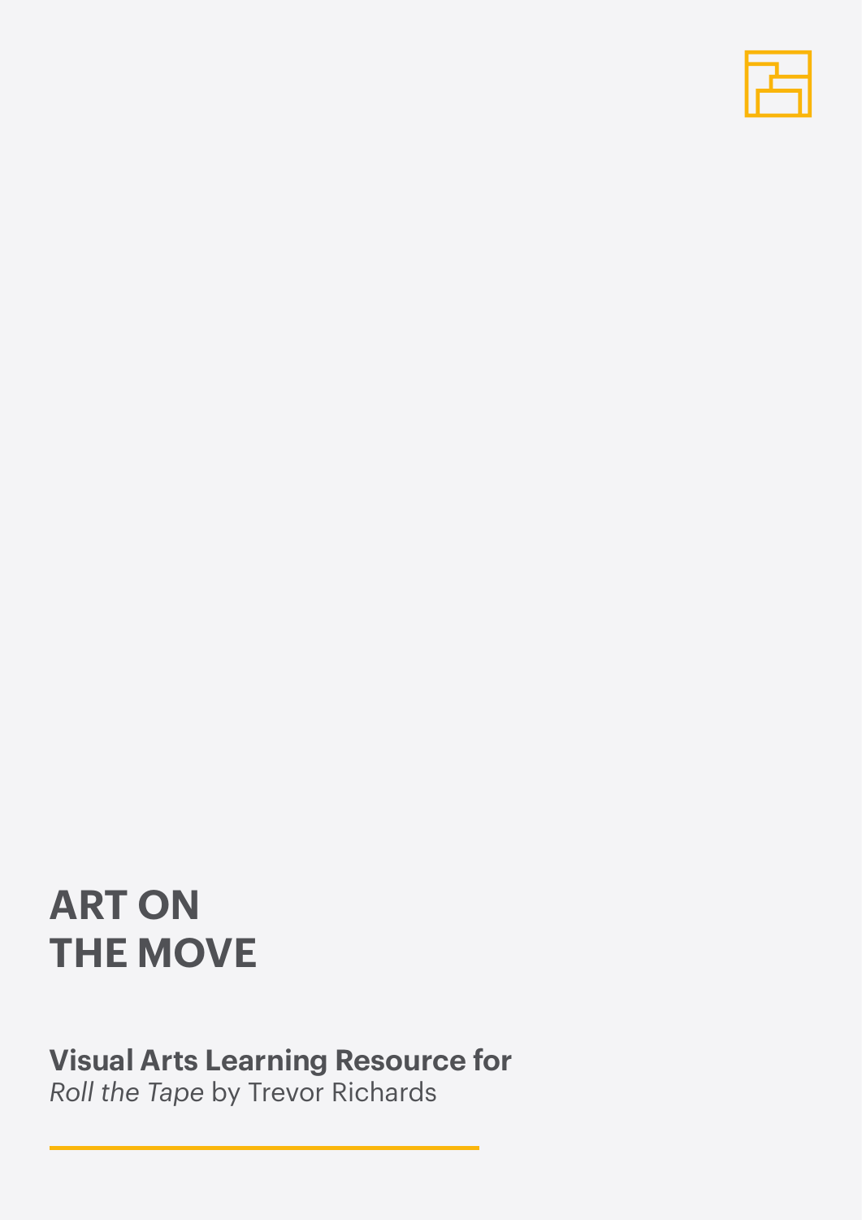# ART ON THE MOVE

**Visual Arts Learning Resource for**
*Roll the Tape* by Trevor Richards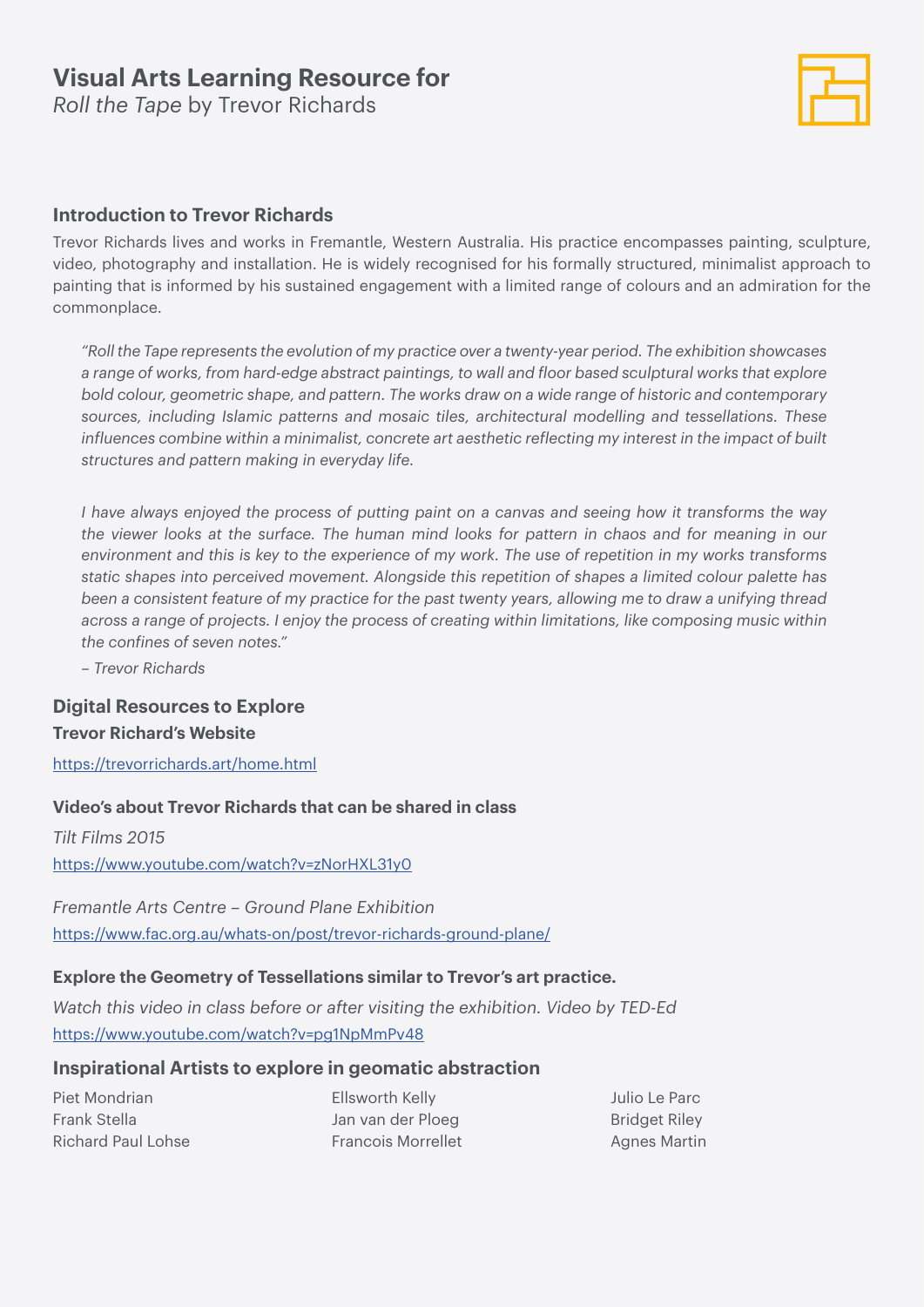# Visual Arts Learning Resource for

*Roll the Tape* by Trevor Richards

## Introduction to Trevor Richards

Trevor Richards lives and works in Fremantle, Western Australia. His practice encompasses painting, sculpture, video, photography and installation. He is widely recognised for his formally structured, minimalist approach to painting that is informed by his sustained engagement with a limited range of colours and an admiration for the commonplace.

> *"Roll the Tape represents the evolution of my practice over a twenty-year period. The exhibition showcases a range of works, from hard-edge abstract paintings, to wall and floor based sculptural works that explore bold colour, geometric shape, and pattern. The works draw on a wide range of historic and contemporary sources, including Islamic patterns and mosaic tiles, architectural modelling and tessellations. These influences combine within a minimalist, concrete art aesthetic reflecting my interest in the impact of built structures and pattern making in everyday life.*
>
> *I have always enjoyed the process of putting paint on a canvas and seeing how it transforms the way the viewer looks at the surface. The human mind looks for pattern in chaos and for meaning in our environment and this is key to the experience of my work. The use of repetition in my works transforms static shapes into perceived movement. Alongside this repetition of shapes a limited colour palette has been a consistent feature of my practice for the past twenty years, allowing me to draw a unifying thread across a range of projects. I enjoy the process of creating within limitations, like composing music within the confines of seven notes."*
>
> *– Trevor Richards*

## Digital Resources to Explore

### Trevor Richard's Website

https://trevorrichards.art/home.html

### Video's about Trevor Richards that can be shared in class

*Tilt Films 2015*

https://www.youtube.com/watch?v=zNorHXL31y0

*Fremantle Arts Centre – Ground Plane Exhibition*

https://www.fac.org.au/whats-on/post/trevor-richards-ground-plane/

### Explore the Geometry of Tessellations similar to Trevor's art practice.

*Watch this video in class before or after visiting the exhibition. Video by TED-Ed*

https://www.youtube.com/watch?v=pg1NpMmPv48

## Inspirational Artists to explore in geomatic abstraction

- Piet Mondrian
- Frank Stella
- Richard Paul Lohse
- Ellsworth Kelly
- Jan van der Ploeg
- Francois Morrellet
- Julio Le Parc
- Bridget Riley
- Agnes Martin